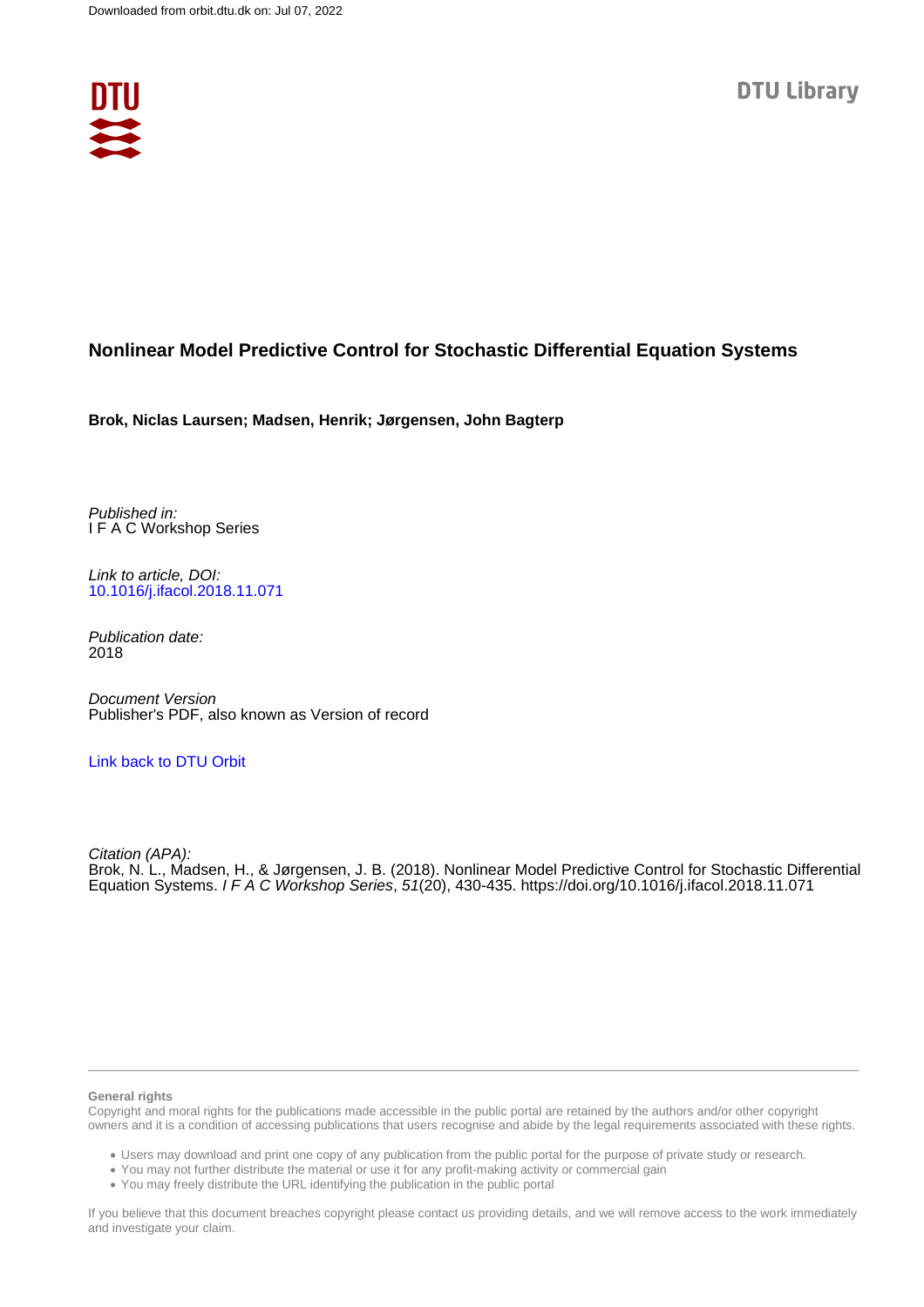Downloaded from orbit.dtu.dk on: Jul 07, 2022

DTU Library

# Nonlinear Model Predictive Control for Stochastic Differential Equation Systems

**Brok, Niclas Laursen; Madsen, Henrik; Jørgensen, John Bagterp**

*Published in:*
I F A C Workshop Series

*Link to article, DOI:*
10.1016/j.ifacol.2018.11.071

*Publication date:*
2018

*Document Version*
Publisher's PDF, also known as Version of record

Link back to DTU Orbit

*Citation (APA):*
Brok, N. L., Madsen, H., & Jørgensen, J. B. (2018). Nonlinear Model Predictive Control for Stochastic Differential Equation Systems. *I F A C Workshop Series*, *51*(20), 430-435. https://doi.org/10.1016/j.ifacol.2018.11.071

**General rights**
Copyright and moral rights for the publications made accessible in the public portal are retained by the authors and/or other copyright owners and it is a condition of accessing publications that users recognise and abide by the legal requirements associated with these rights.

- Users may download and print one copy of any publication from the public portal for the purpose of private study or research.
- You may not further distribute the material or use it for any profit-making activity or commercial gain
- You may freely distribute the URL identifying the publication in the public portal

If you believe that this document breaches copyright please contact us providing details, and we will remove access to the work immediately and investigate your claim.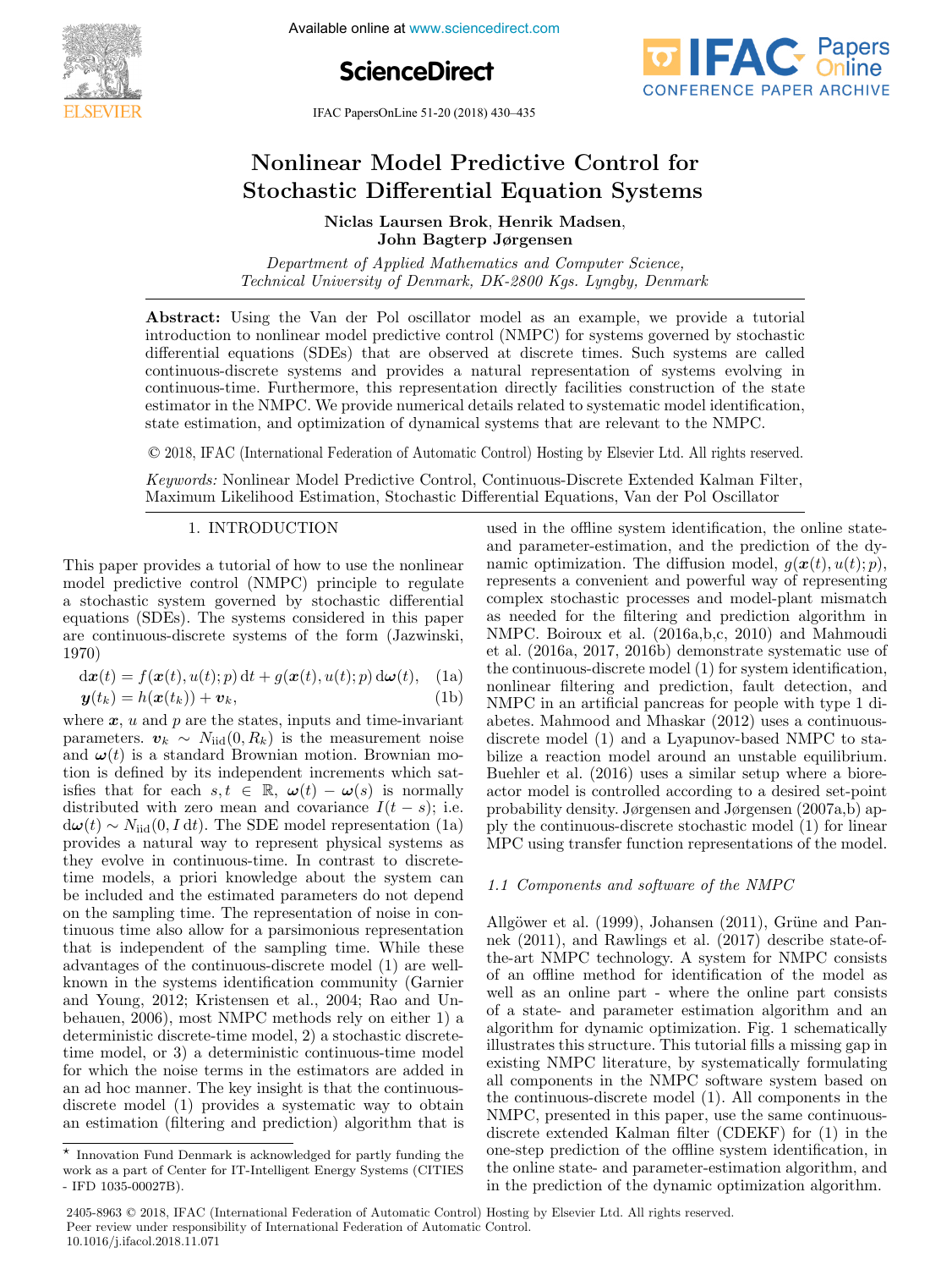# Nonlinear Model Predictive Control for Stochastic Differential Equation Systems

**Niclas Laursen Brok, Henrik Madsen, John Bagterp Jørgensen**

*Department of Applied Mathematics and Computer Science, Technical University of Denmark, DK-2800 Kgs. Lyngby, Denmark*

**Abstract:** Using the Van der Pol oscillator model as an example, we provide a tutorial introduction to nonlinear model predictive control (NMPC) for systems governed by stochastic differential equations (SDEs) that are observed at discrete times. Such systems are called continuous-discrete systems and provides a natural representation of systems evolving in continuous-time. Furthermore, this representation directly facilities construction of the state estimator in the NMPC. We provide numerical details related to systematic model identification, state estimation, and optimization of dynamical systems that are relevant to the NMPC.

© 2018, IFAC (International Federation of Automatic Control) Hosting by Elsevier Ltd. All rights reserved.

*Keywords:* Nonlinear Model Predictive Control, Continuous-Discrete Extended Kalman Filter, Maximum Likelihood Estimation, Stochastic Differential Equations, Van der Pol Oscillator

## 1. INTRODUCTION

This paper provides a tutorial of how to use the nonlinear model predictive control (NMPC) principle to regulate a stochastic system governed by stochastic differential equations (SDEs). The systems considered in this paper are continuous-discrete systems of the form (Jazwinski, 1970)

$$\mathrm{d}\boldsymbol{x}(t) = f(\boldsymbol{x}(t), u(t); p)\,\mathrm{d}t + g(\boldsymbol{x}(t), u(t); p)\,\mathrm{d}\boldsymbol{\omega}(t), \quad \text{(1a)}$$

$$\boldsymbol{y}(t_k) = h(\boldsymbol{x}(t_k)) + \boldsymbol{v}_k, \quad \text{(1b)}$$

where $\boldsymbol{x}$, $u$ and $p$ are the states, inputs and time-invariant parameters. $\boldsymbol{v}_k \sim N_{\text{iid}}(0, R_k)$ is the measurement noise and $\boldsymbol{\omega}(t)$ is a standard Brownian motion. Brownian motion is defined by its independent increments which satisfies that for each $s, t \in \mathbb{R}$, $\boldsymbol{\omega}(t) - \boldsymbol{\omega}(s)$ is normally distributed with zero mean and covariance $I(t-s)$; i.e. $\mathrm{d}\boldsymbol{\omega}(t) \sim N_{\text{iid}}(0, I\,\mathrm{d}t)$. The SDE model representation (1a) provides a natural way to represent physical systems as they evolve in continuous-time. In contrast to discrete-time models, a priori knowledge about the system can be included and the estimated parameters do not depend on the sampling time. The representation of noise in continuous time also allow for a parsimonious representation that is independent of the sampling time. While these advantages of the continuous-discrete model (1) are well-known in the systems identification community (Garnier and Young, 2012; Kristensen et al., 2004; Rao and Unbehauen, 2006), most NMPC methods rely on either 1) a deterministic discrete-time model, 2) a stochastic discrete-time model, or 3) a deterministic continuous-time model for which the noise terms in the estimators are added in an ad hoc manner. The key insight is that the continuous-discrete model (1) provides a systematic way to obtain an estimation (filtering and prediction) algorithm that is used in the offline system identification, the online state- and parameter-estimation, and the prediction of the dynamic optimization. The diffusion model, $g(\boldsymbol{x}(t), u(t); p)$, represents a convenient and powerful way of representing complex stochastic processes and model-plant mismatch as needed for the filtering and prediction algorithm in NMPC. Boiroux et al. (2016a,b,c, 2010) and Mahmoudi et al. (2016a, 2017, 2016b) demonstrate systematic use of the continuous-discrete model (1) for system identification, nonlinear filtering and prediction, fault detection, and NMPC in an artificial pancreas for people with type 1 diabetes. Mahmood and Mhaskar (2012) uses a continuous-discrete model (1) and a Lyapunov-based NMPC to stabilize a reaction model around an unstable equilibrium. Buehler et al. (2016) uses a similar setup where a bioreactor model is controlled according to a desired set-point probability density. Jørgensen and Jørgensen (2007a,b) apply the continuous-discrete stochastic model (1) for linear MPC using transfer function representations of the model.

### 1.1 Components and software of the NMPC

Allgöwer et al. (1999), Johansen (2011), Grüne and Pannek (2011), and Rawlings et al. (2017) describe state-of-the-art NMPC technology. A system for NMPC consists of an offline method for identification of the model as well as an online part - where the online part consists of a state- and parameter estimation algorithm and an algorithm for dynamic optimization. Fig. 1 schematically illustrates this structure. This tutorial fills a missing gap in existing NMPC literature, by systematically formulating all components in the NMPC software system based on the continuous-discrete model (1). All components in the NMPC, presented in this paper, use the same continuous-discrete extended Kalman filter (CDEKF) for (1) in the one-step prediction of the offline system identification, in the online state- and parameter-estimation algorithm, and in the prediction of the dynamic optimization algorithm.

---

⋆ Innovation Fund Denmark is acknowledged for partly funding the work as a part of Center for IT-Intelligent Energy Systems (CITIES - IFD 1035-00027B).

2405-8963 © 2018, IFAC (International Federation of Automatic Control) Hosting by Elsevier Ltd. All rights reserved.
Peer review under responsibility of International Federation of Automatic Control.
10.1016/j.ifacol.2018.11.071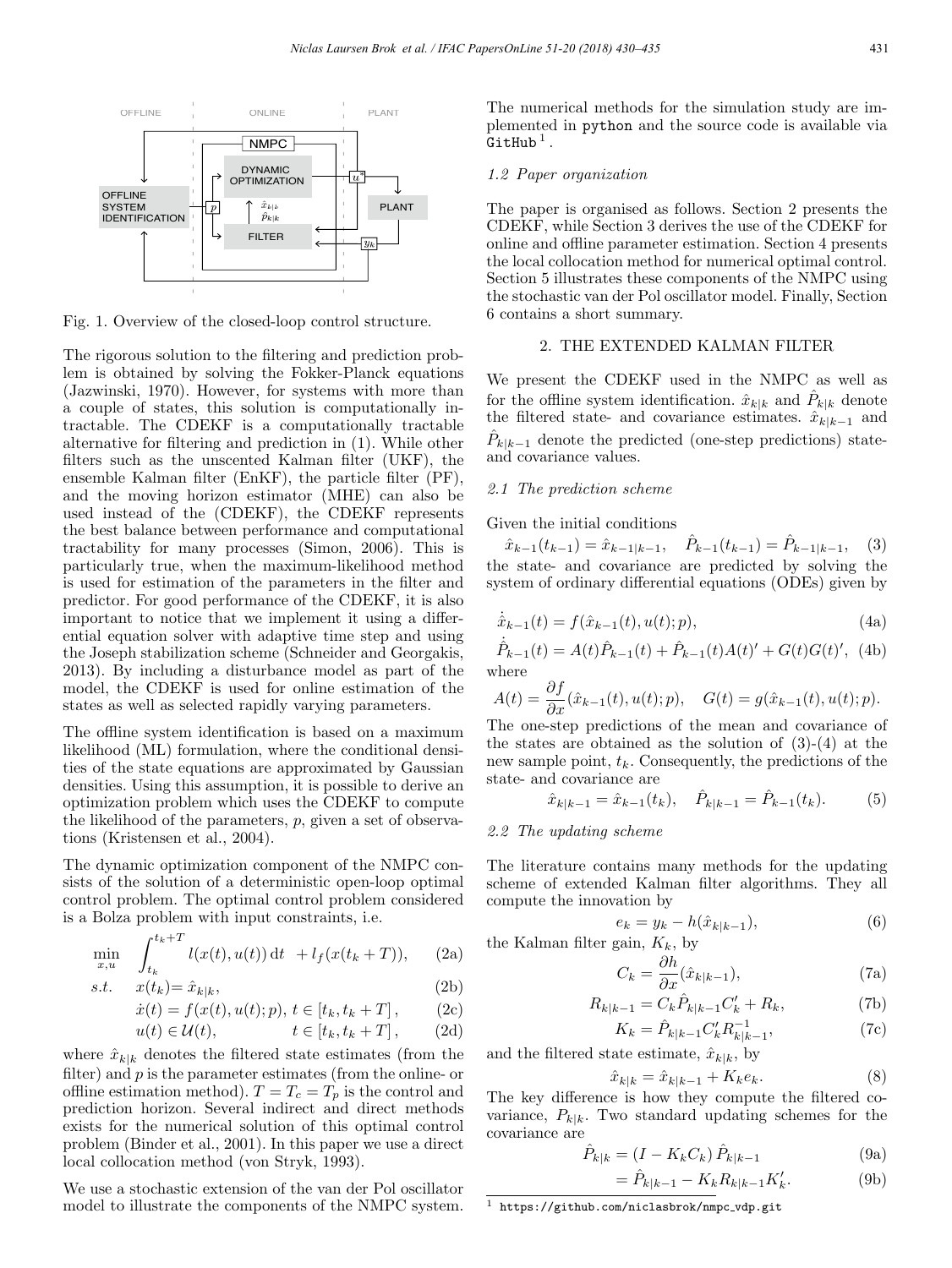Fig. 1. Overview of the closed-loop control structure.

The rigorous solution to the filtering and prediction problem is obtained by solving the Fokker-Planck equations (Jazwinski, 1970). However, for systems with more than a couple of states, this solution is computationally intractable. The CDEKF is a computationally tractable alternative for filtering and prediction in (1). While other filters such as the unscented Kalman filter (UKF), the ensemble Kalman filter (EnKF), the particle filter (PF), and the moving horizon estimator (MHE) can also be used instead of the (CDEKF), the CDEKF represents the best balance between performance and computational tractability for many processes (Simon, 2006). This is particularly true, when the maximum-likelihood method is used for estimation of the parameters in the filter and predictor. For good performance of the CDEKF, it is also important to notice that we implement it using a differential equation solver with adaptive time step and using the Joseph stabilization scheme (Schneider and Georgakis, 2013). By including a disturbance model as part of the model, the CDEKF is used for online estimation of the states as well as selected rapidly varying parameters.

The offline system identification is based on a maximum likelihood (ML) formulation, where the conditional densities of the state equations are approximated by Gaussian densities. Using this assumption, it is possible to derive an optimization problem which uses the CDEKF to compute the likelihood of the parameters, $p$, given a set of observations (Kristensen et al., 2004).

The dynamic optimization component of the NMPC consists of the solution of a deterministic open-loop optimal control problem. The optimal control problem considered is a Bolza problem with input constraints, i.e.

$$\min_{x,u} \quad \int_{t_k}^{t_k+T} l(x(t), u(t))\,\mathrm{d}t \;\; + l_f(x(t_k+T)), \tag{2a}$$

$$s.t. \quad x(t_k) = \hat{x}_{k|k}, \tag{2b}$$

$$\dot{x}(t) = f(x(t), u(t); p),\; t \in [t_k, t_k+T], \tag{2c}$$

$$u(t) \in \mathcal{U}(t), \qquad t \in [t_k, t_k+T], \tag{2d}$$

where $\hat{x}_{k|k}$ denotes the filtered state estimates (from the filter) and $p$ is the parameter estimates (from the online- or offline estimation method). $T = T_c = T_p$ is the control and prediction horizon. Several indirect and direct methods exists for the numerical solution of this optimal control problem (Binder et al., 2001). In this paper we use a direct local collocation method (von Stryk, 1993).

We use a stochastic extension of the van der Pol oscillator model to illustrate the components of the NMPC system. The numerical methods for the simulation study are implemented in `python` and the source code is available via `GitHub`[1].

### 1.2 Paper organization

The paper is organised as follows. Section 2 presents the CDEKF, while Section 3 derives the use of the CDEKF for online and offline parameter estimation. Section 4 presents the local collocation method for numerical optimal control. Section 5 illustrates these components of the NMPC using the stochastic van der Pol oscillator model. Finally, Section 6 contains a short summary.

## 2. THE EXTENDED KALMAN FILTER

We present the CDEKF used in the NMPC as well as for the offline system identification. $\hat{x}_{k|k}$ and $\hat{P}_{k|k}$ denote the filtered state- and covariance estimates. $\hat{x}_{k|k-1}$ and $\hat{P}_{k|k-1}$ denote the predicted (one-step predictions) state- and covariance values.

### 2.1 The prediction scheme

Given the initial conditions

$$\hat{x}_{k-1}(t_{k-1}) = \hat{x}_{k-1|k-1}, \quad \hat{P}_{k-1}(t_{k-1}) = \hat{P}_{k-1|k-1}, \tag{3}$$

the state- and covariance are predicted by solving the system of ordinary differential equations (ODEs) given by

$$\dot{\hat{x}}_{k-1}(t) = f(\hat{x}_{k-1}(t), u(t); p), \tag{4a}$$

$$\dot{\hat{P}}_{k-1}(t) = A(t)\hat{P}_{k-1}(t) + \hat{P}_{k-1}(t)A(t)' + G(t)G(t)', \tag{4b}$$

where

$$A(t) = \frac{\partial f}{\partial x}(\hat{x}_{k-1}(t), u(t); p), \quad G(t) = g(\hat{x}_{k-1}(t), u(t); p).$$

The one-step predictions of the mean and covariance of the states are obtained as the solution of (3)-(4) at the new sample point, $t_k$. Consequently, the predictions of the state- and covariance are

$$\hat{x}_{k|k-1} = \hat{x}_{k-1}(t_k), \quad \hat{P}_{k|k-1} = \hat{P}_{k-1}(t_k). \tag{5}$$

### 2.2 The updating scheme

The literature contains many methods for the updating scheme of extended Kalman filter algorithms. They all compute the innovation by

$$e_k = y_k - h(\hat{x}_{k|k-1}), \tag{6}$$

the Kalman filter gain, $K_k$, by

$$C_k = \frac{\partial h}{\partial x}(\hat{x}_{k|k-1}), \tag{7a}$$

$$R_{k|k-1} = C_k \hat{P}_{k|k-1} C_k' + R_k, \tag{7b}$$

$$K_k = \hat{P}_{k|k-1} C_k' R_{k|k-1}^{-1}, \tag{7c}$$

and the filtered state estimate, $\hat{x}_{k|k}$, by

$$\hat{x}_{k|k} = \hat{x}_{k|k-1} + K_k e_k. \tag{8}$$

The key difference is how they compute the filtered covariance, $P_{k|k}$. Two standard updating schemes for the covariance are

$$\hat{P}_{k|k} = (I - K_k C_k)\,\hat{P}_{k|k-1} \tag{9a}$$

$$= \hat{P}_{k|k-1} - K_k R_{k|k-1} K_k'. \tag{9b}$$

[1] https://github.com/niclasbrok/nmpc_vdp.git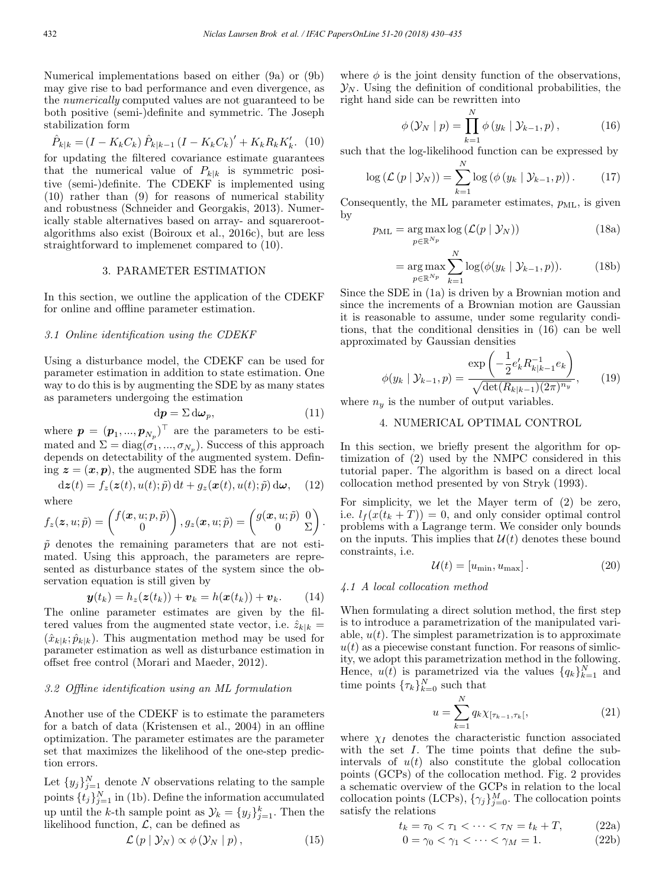Numerical implementations based on either (9a) or (9b) may give rise to bad performance and even divergence, as the *numerically* computed values are not guaranteed to be both positive (semi-)definite and symmetric. The Joseph stabilization form

$$\hat{P}_{k|k} = (I - K_k C_k)\,\hat{P}_{k|k-1}\,(I - K_k C_k)' + K_k R_k K_k'. \quad (10)$$

for updating the filtered covariance estimate guarantees that the numerical value of $P_{k|k}$ is symmetric positive (semi-)definite. The CDEKF is implemented using (10) rather than (9) for reasons of numerical stability and robustness (Schneider and Georgakis, 2013). Numerically stable alternatives based on array- and squareroot-algorithms also exist (Boiroux et al., 2016c), but are less straightforward to implemenet compared to (10).

## 3. PARAMETER ESTIMATION

In this section, we outline the application of the CDEKF for online and offline parameter estimation.

### 3.1 Online identification using the CDEKF

Using a disturbance model, the CDEKF can be used for parameter estimation in addition to state estimation. One way to do this is by augmenting the SDE by as many states as parameters undergoing the estimation

$$\mathrm{d}\boldsymbol{p} = \Sigma\,\mathrm{d}\boldsymbol{\omega}_p, \quad (11)$$

where $\boldsymbol{p} = (\boldsymbol{p}_1, ..., \boldsymbol{p}_{N_p})^\top$ are the parameters to be estimated and $\Sigma = \mathrm{diag}(\sigma_1, ..., \sigma_{N_p})$. Success of this approach depends on detectability of the augmented system. Defining $\boldsymbol{z} = (\boldsymbol{x}, \boldsymbol{p})$, the augmented SDE has the form

$$\mathrm{d}\boldsymbol{z}(t) = f_z(\boldsymbol{z}(t), u(t); \tilde{p})\,\mathrm{d}t + g_z(\boldsymbol{x}(t), u(t); \tilde{p})\,\mathrm{d}\boldsymbol{\omega}, \quad (12)$$

where

$$f_z(\boldsymbol{z}, u; \tilde{p}) = \begin{pmatrix} f(\boldsymbol{x}, u; p, \tilde{p}) \\ 0 \end{pmatrix}, g_z(\boldsymbol{x}, u; \tilde{p}) = \begin{pmatrix} g(\boldsymbol{x}, u; \tilde{p}) & 0 \\ 0 & \Sigma \end{pmatrix}.$$

$\tilde{p}$ denotes the remaining parameters that are not estimated. Using this approach, the parameters are represented as disturbance states of the system since the observation equation is still given by

$$\boldsymbol{y}(t_k) = h_z(\boldsymbol{z}(t_k)) + \boldsymbol{v}_k = h(\boldsymbol{x}(t_k)) + \boldsymbol{v}_k. \quad (14)$$

The online parameter estimates are given by the filtered values from the augmented state vector, i.e. $\hat{z}_{k|k} = (\hat{x}_{k|k}; \hat{p}_{k|k})$. This augmentation method may be used for parameter estimation as well as disturbance estimation in offset free control (Morari and Maeder, 2012).

### 3.2 Offline identification using an ML formulation

Another use of the CDEKF is to estimate the parameters for a batch of data (Kristensen et al., 2004) in an offline optimization. The parameter estimates are the parameter set that maximizes the likelihood of the one-step prediction errors.

Let $\{y_j\}_{j=1}^N$ denote $N$ observations relating to the sample points $\{t_j\}_{j=1}^N$ in (1b). Define the information accumulated up until the $k$-th sample point as $\mathcal{Y}_k = \{y_j\}_{j=1}^k$. Then the likelihood function, $\mathcal{L}$, can be defined as

$$\mathcal{L}(p \mid \mathcal{Y}_N) \propto \phi(\mathcal{Y}_N \mid p), \quad (15)$$

where $\phi$ is the joint density function of the observations, $\mathcal{Y}_N$. Using the definition of conditional probabilities, the right hand side can be rewritten into

$$\phi(\mathcal{Y}_N \mid p) = \prod_{k=1}^{N} \phi(y_k \mid \mathcal{Y}_{k-1}, p), \quad (16)$$

such that the log-likelihood function can be expressed by

$$\log(\mathcal{L}(p \mid \mathcal{Y}_N)) = \sum_{k=1}^{N} \log(\phi(y_k \mid \mathcal{Y}_{k-1}, p)). \quad (17)$$

Consequently, the ML parameter estimates, $p_{\mathrm{ML}}$, is given by

$$p_{\mathrm{ML}} = \underset{p \in \mathbb{R}^{N_p}}{\arg\max}\, \log(\mathcal{L}(p \mid \mathcal{Y}_N)) \quad (18a)$$

$$= \underset{p \in \mathbb{R}^{N_p}}{\arg\max} \sum_{k=1}^{N} \log(\phi(y_k \mid \mathcal{Y}_{k-1}, p)). \quad (18b)$$

Since the SDE in (1a) is driven by a Brownian motion and since the increments of a Brownian motion are Gaussian it is reasonable to assume, under some regularity conditions, that the conditional densities in (16) can be well approximated by Gaussian densities

$$\phi(y_k \mid \mathcal{Y}_{k-1}, p) = \frac{\exp\left(-\frac{1}{2} e_k' R_{k|k-1}^{-1} e_k\right)}{\sqrt{\det(R_{k|k-1})(2\pi)^{n_y}}}, \quad (19)$$

where $n_y$ is the number of output variables.

## 4. NUMERICAL OPTIMAL CONTROL

In this section, we briefly present the algorithm for optimization of (2) used by the NMPC considered in this tutorial paper. The algorithm is based on a direct local collocation method presented by von Stryk (1993).

For simplicity, we let the Mayer term of (2) be zero, i.e. $l_f(x(t_k + T)) = 0$, and only consider optimal control problems with a Lagrange term. We consider only bounds on the inputs. This implies that $\mathcal{U}(t)$ denotes these bound constraints, i.e.

$$\mathcal{U}(t) = [u_{\min}, u_{\max}]. \quad (20)$$

### 4.1 A local collocation method

When formulating a direct solution method, the first step is to introduce a parametrization of the manipulated variable, $u(t)$. The simplest parametrization is to approximate $u(t)$ as a piecewise constant function. For reasons of simlicity, we adopt this parametrization method in the following. Hence, $u(t)$ is parametrized via the values $\{q_k\}_{k=1}^N$ and time points $\{\tau_k\}_{k=0}^N$ such that

$$u = \sum_{k=1}^{N} q_k \chi_{[\tau_{k-1}, \tau_k[}, \quad (21)$$

where $\chi_I$ denotes the characteristic function associated with the set $I$. The time points that define the subintervals of $u(t)$ also constitute the global collocation points (GCPs) of the collocation method. Fig. 2 provides a schematic overview of the GCPs in relation to the local collocation points (LCPs), $\{\gamma_j\}_{j=0}^M$. The collocation points satisfy the relations

$$t_k = \tau_0 < \tau_1 < \cdots < \tau_N = t_k + T, \quad (22a)$$

$$0 = \gamma_0 < \gamma_1 < \cdots < \gamma_M = 1. \quad (22b)$$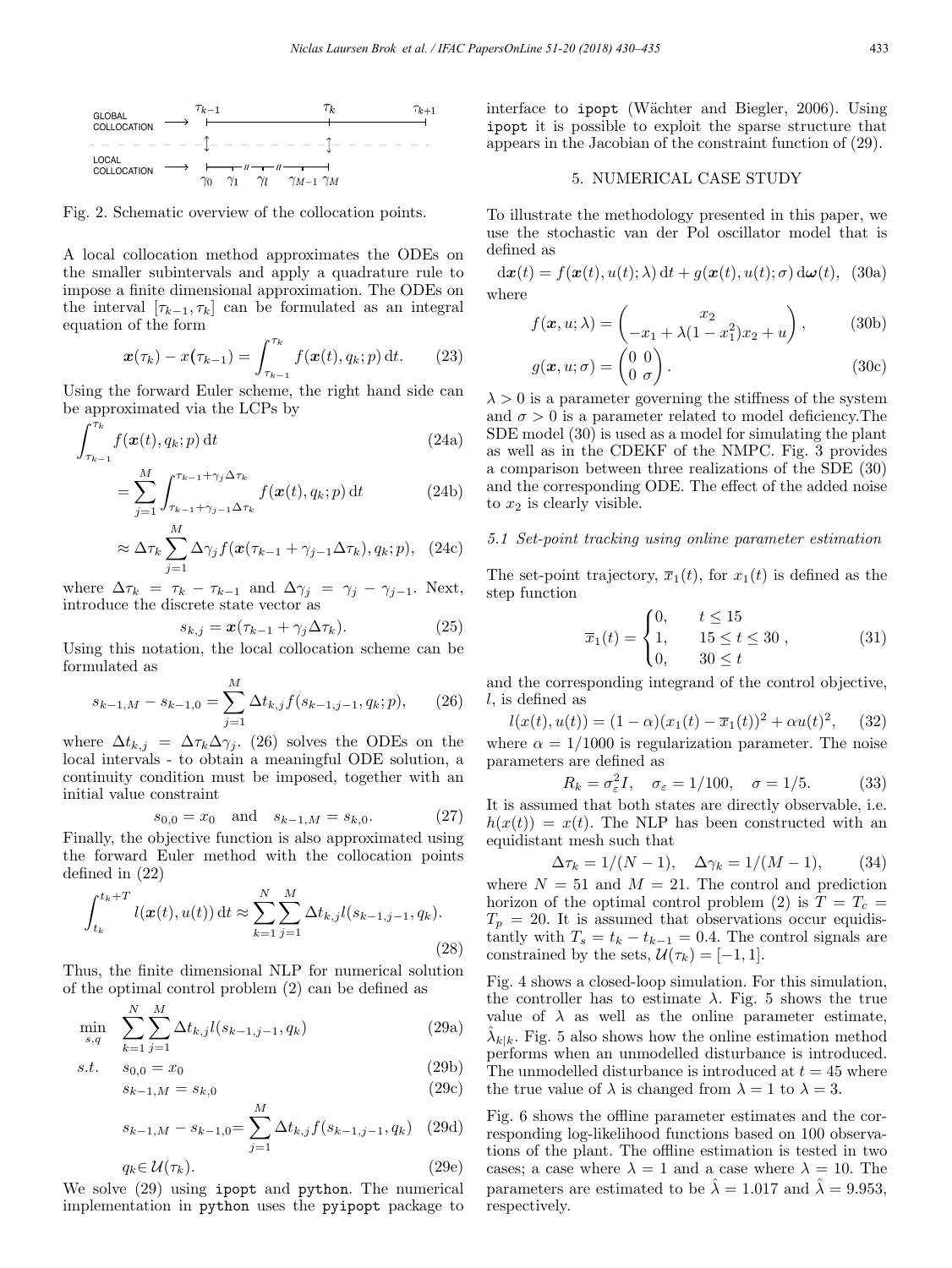GLOBAL COLLOCATION → $\tau_{k-1}$ $\tau_k$ $\tau_{k+1}$

LOCAL COLLOCATION → $\gamma_0$ $\gamma_1$ $\gamma_l$ $\gamma_{M-1}$ $\gamma_M$

Fig. 2. Schematic overview of the collocation points.

A local collocation method approximates the ODEs on the smaller subintervals and apply a quadrature rule to impose a finite dimensional approximation. The ODEs on the interval $[\tau_{k-1}, \tau_k]$ can be formulated as an integral equation of the form

$$\boldsymbol{x}(\tau_k) - x(\tau_{k-1}) = \int_{\tau_{k-1}}^{\tau_k} f(\boldsymbol{x}(t), q_k; p)\, \mathrm{d}t. \tag{23}$$

Using the forward Euler scheme, the right hand side can be approximated via the LCPs by

$$\int_{\tau_{k-1}}^{\tau_k} f(\boldsymbol{x}(t), q_k; p)\, \mathrm{d}t \tag{24a}$$

$$= \sum_{j=1}^{M} \int_{\tau_{k-1}+\gamma_{j-1}\Delta\tau_k}^{\tau_{k-1}+\gamma_j\Delta\tau_k} f(\boldsymbol{x}(t), q_k; p)\, \mathrm{d}t \tag{24b}$$

$$\approx \Delta\tau_k \sum_{j=1}^{M} \Delta\gamma_j f(\boldsymbol{x}(\tau_{k-1} + \gamma_{j-1}\Delta\tau_k), q_k; p), \tag{24c}$$

where $\Delta\tau_k = \tau_k - \tau_{k-1}$ and $\Delta\gamma_j = \gamma_j - \gamma_{j-1}$. Next, introduce the discrete state vector as

$$s_{k,j} = \boldsymbol{x}(\tau_{k-1} + \gamma_j \Delta\tau_k). \tag{25}$$

Using this notation, the local collocation scheme can be formulated as

$$s_{k-1,M} - s_{k-1,0} = \sum_{j=1}^{M} \Delta t_{k,j} f(s_{k-1,j-1}, q_k; p), \tag{26}$$

where $\Delta t_{k,j} = \Delta\tau_k \Delta\gamma_j$. (26) solves the ODEs on the local intervals - to obtain a meaningful ODE solution, a continuity condition must be imposed, together with an initial value constraint

$$s_{0,0} = x_0 \quad \text{and} \quad s_{k-1,M} = s_{k,0}. \tag{27}$$

Finally, the objective function is also approximated using the forward Euler method with the collocation points defined in (22)

$$\int_{t_k}^{t_k+T} l(\boldsymbol{x}(t), u(t))\, \mathrm{d}t \approx \sum_{k=1}^{N} \sum_{j=1}^{M} \Delta t_{k,j} l(s_{k-1,j-1}, q_k). \tag{28}$$

Thus, the finite dimensional NLP for numerical solution of the optimal control problem (2) can be defined as

$$\min_{s,q} \quad \sum_{k=1}^{N} \sum_{j=1}^{M} \Delta t_{k,j} l(s_{k-1,j-1}, q_k) \tag{29a}$$

$$s.t. \quad s_{0,0} = x_0 \tag{29b}$$

$$s_{k-1,M} = s_{k,0} \tag{29c}$$

$$s_{k-1,M} - s_{k-1,0} = \sum_{j=1}^{M} \Delta t_{k,j} f(s_{k-1,j-1}, q_k) \tag{29d}$$

$$q_k \in \mathcal{U}(\tau_k). \tag{29e}$$

We solve (29) using ipopt and python. The numerical implementation in python uses the pyipopt package to interface to ipopt (Wächter and Biegler, 2006). Using ipopt it is possible to exploit the sparse structure that appears in the Jacobian of the constraint function of (29).

## 5. NUMERICAL CASE STUDY

To illustrate the methodology presented in this paper, we use the stochastic van der Pol oscillator model that is defined as

$$\mathrm{d}\boldsymbol{x}(t) = f(\boldsymbol{x}(t), u(t); \lambda)\, \mathrm{d}t + g(\boldsymbol{x}(t), u(t); \sigma)\, \mathrm{d}\boldsymbol{\omega}(t), \tag{30a}$$

where

$$f(\boldsymbol{x}, u; \lambda) = \begin{pmatrix} x_2 \\ -x_1 + \lambda(1 - x_1^2)x_2 + u \end{pmatrix}, \tag{30b}$$

$$g(\boldsymbol{x}, u; \sigma) = \begin{pmatrix} 0 & 0 \\ 0 & \sigma \end{pmatrix}. \tag{30c}$$

$\lambda > 0$ is a parameter governing the stiffness of the system and $\sigma > 0$ is a parameter related to model deficiency.The SDE model (30) is used as a model for simulating the plant as well as in the CDEKF of the NMPC. Fig. 3 provides a comparison between three realizations of the SDE (30) and the corresponding ODE. The effect of the added noise to $x_2$ is clearly visible.

### 5.1 Set-point tracking using online parameter estimation

The set-point trajectory, $\overline{x}_1(t)$, for $x_1(t)$ is defined as the step function

$$\overline{x}_1(t) = \begin{cases} 0, & t \leq 15 \\ 1, & 15 \leq t \leq 30 \\ 0, & 30 \leq t \end{cases}, \tag{31}$$

and the corresponding integrand of the control objective, $l$, is defined as

$$l(x(t), u(t)) = (1 - \alpha)(x_1(t) - \overline{x}_1(t))^2 + \alpha u(t)^2, \tag{32}$$

where $\alpha = 1/1000$ is regularization parameter. The noise parameters are defined as

$$R_k = \sigma_\varepsilon^2 I, \quad \sigma_\varepsilon = 1/100, \quad \sigma = 1/5. \tag{33}$$

It is assumed that both states are directly observable, i.e. $h(x(t)) = x(t)$. The NLP has been constructed with an equidistant mesh such that

$$\Delta\tau_k = 1/(N-1), \quad \Delta\gamma_k = 1/(M-1), \tag{34}$$

where $N = 51$ and $M = 21$. The control and prediction horizon of the optimal control problem (2) is $T = T_c = T_p = 20$. It is assumed that observations occur equidistantly with $T_s = t_k - t_{k-1} = 0.4$. The control signals are constrained by the sets, $\mathcal{U}(\tau_k) = [-1, 1]$.

Fig. 4 shows a closed-loop simulation. For this simulation, the controller has to estimate $\lambda$. Fig. 5 shows the true value of $\lambda$ as well as the online parameter estimate, $\hat{\lambda}_{k|k}$. Fig. 5 also shows how the online estimation method performs when an unmodelled disturbance is introduced. The unmodelled disturbance is introduced at $t = 45$ where the true value of $\lambda$ is changed from $\lambda = 1$ to $\lambda = 3$.

Fig. 6 shows the offline parameter estimates and the corresponding log-likelihood functions based on 100 observations of the plant. The offline estimation is tested in two cases; a case where $\lambda = 1$ and a case where $\lambda = 10$. The parameters are estimated to be $\hat{\lambda} = 1.017$ and $\hat{\lambda} = 9.953$, respectively.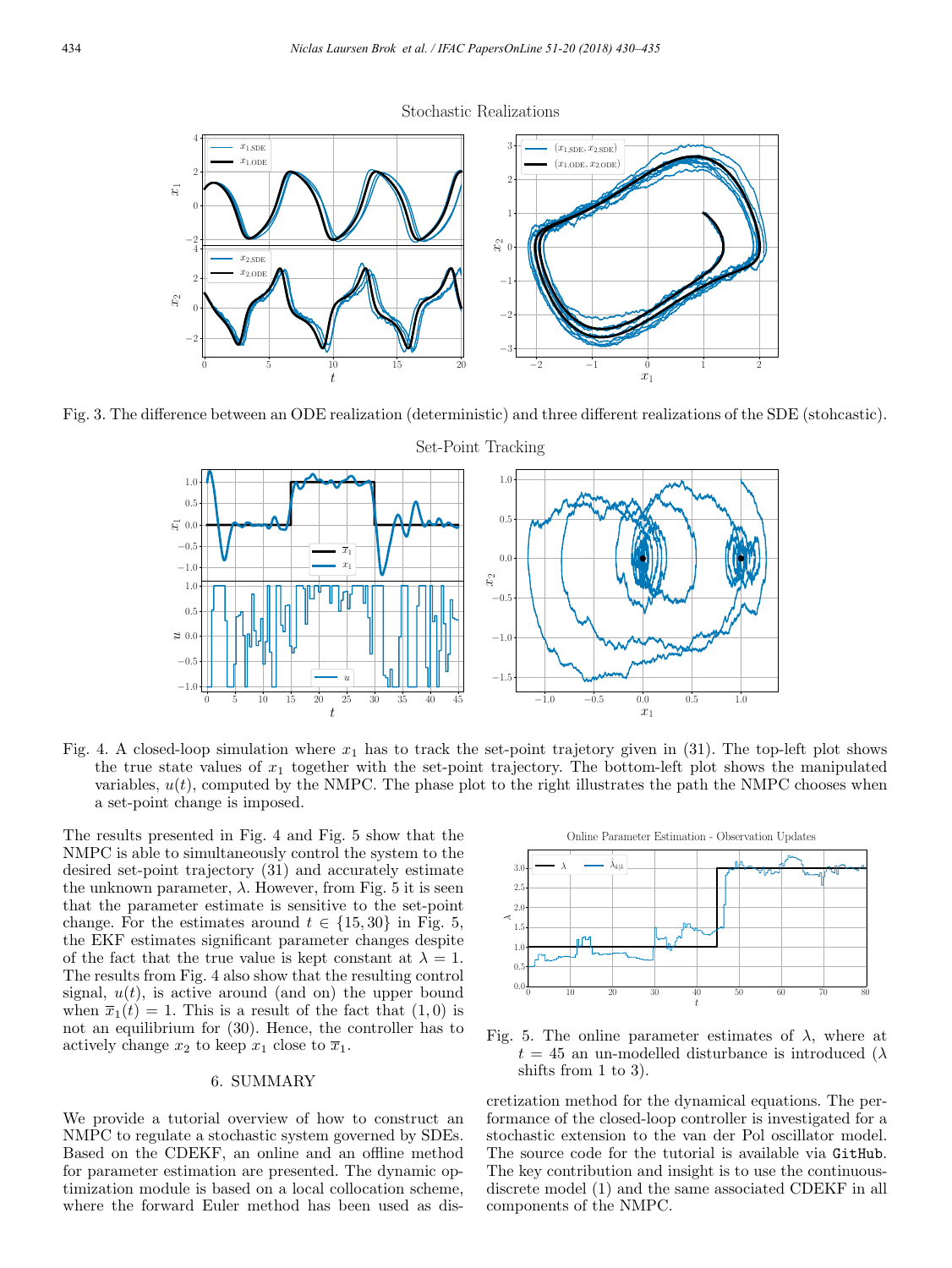Stochastic Realizations

Fig. 3. The difference between an ODE realization (deterministic) and three different realizations of the SDE (stohcastic).

Set-Point Tracking

Fig. 4. A closed-loop simulation where $x_1$ has to track the set-point trajetory given in (31). The top-left plot shows the true state values of $x_1$ together with the set-point trajectory. The bottom-left plot shows the manipulated variables, $u(t)$, computed by the NMPC. The phase plot to the right illustrates the path the NMPC chooses when a set-point change is imposed.

The results presented in Fig. 4 and Fig. 5 show that the NMPC is able to simultaneously control the system to the desired set-point trajectory (31) and accurately estimate the unknown parameter, $\lambda$. However, from Fig. 5 it is seen that the parameter estimate is sensitive to the set-point change. For the estimates around $t \in \{15, 30\}$ in Fig. 5, the EKF estimates significant parameter changes despite of the fact that the true value is kept constant at $\lambda = 1$. The results from Fig. 4 also show that the resulting control signal, $u(t)$, is active around (and on) the upper bound when $\bar{x}_1(t) = 1$. This is a result of the fact that $(1, 0)$ is not an equilibrium for (30). Hence, the controller has to actively change $x_2$ to keep $x_1$ close to $\bar{x}_1$.

Online Parameter Estimation - Observation Updates

Fig. 5. The online parameter estimates of $\lambda$, where at $t = 45$ an un-modelled disturbance is introduced ($\lambda$ shifts from 1 to 3).

## 6. SUMMARY

We provide a tutorial overview of how to construct an NMPC to regulate a stochastic system governed by SDEs. Based on the CDEKF, an online and an offline method for parameter estimation are presented. The dynamic optimization module is based on a local collocation scheme, where the forward Euler method has been used as discretization method for the dynamical equations. The performance of the closed-loop controller is investigated for a stochastic extension to the van der Pol oscillator model. The source code for the tutorial is available via GitHub. The key contribution and insight is to use the continuous-discrete model (1) and the same associated CDEKF in all components of the NMPC.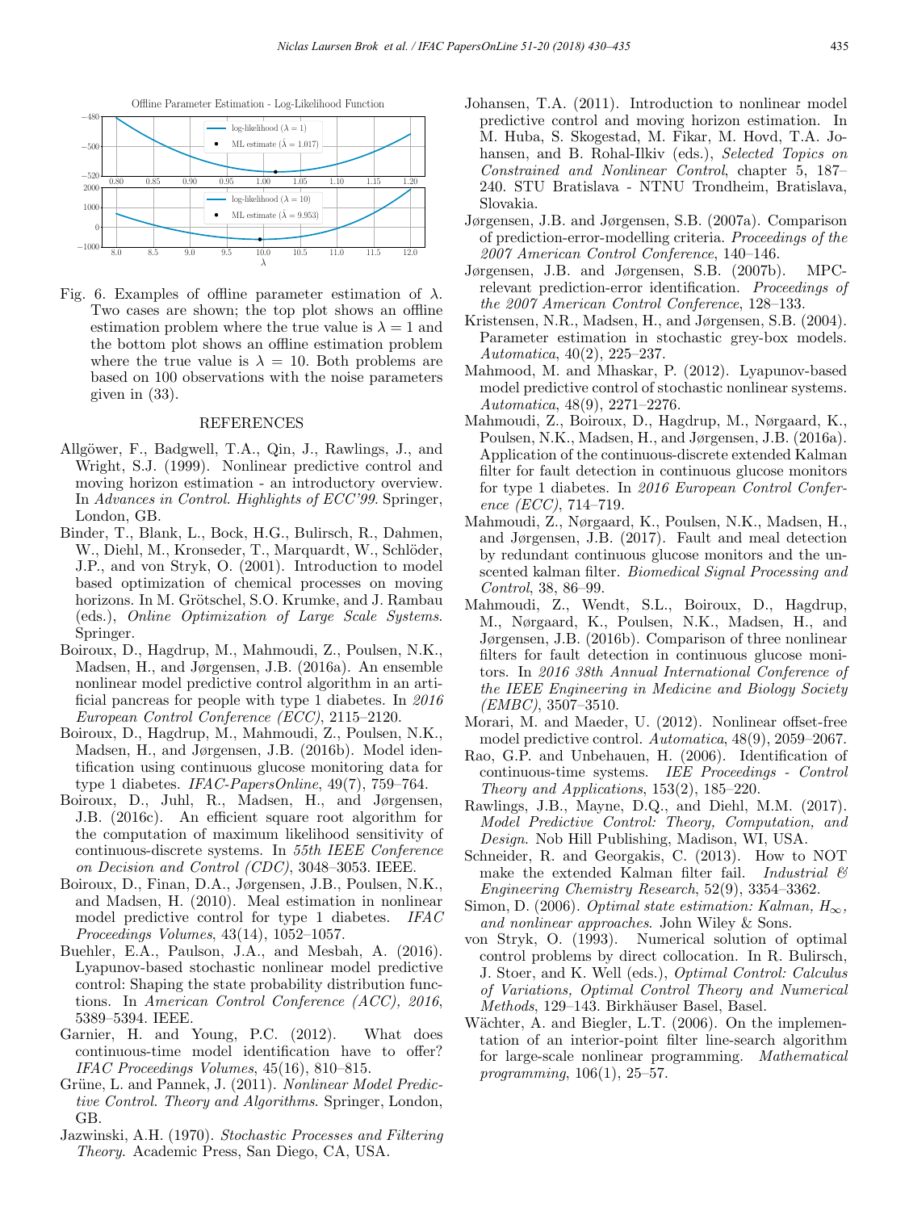Offline Parameter Estimation - Log-Likelihood Function

−480
−500
−520
0.80 0.85 0.90 0.95 1.00 1.05 1.10 1.15 1.20
log-likelihood ($\lambda = 1$)
ML estimate ($\hat{\lambda} = 1.017$)

2000
1000
0
−1000
8.0 8.5 9.0 9.5 10.0 10.5 11.0 11.5 12.0
$\lambda$
log-likelihood ($\lambda = 10$)
ML estimate ($\hat{\lambda} = 9.953$)

Fig. 6. Examples of offline parameter estimation of $\lambda$. Two cases are shown; the top plot shows an offline estimation problem where the true value is $\lambda = 1$ and the bottom plot shows an offline estimation problem where the true value is $\lambda = 10$. Both problems are based on 100 observations with the noise parameters given in (33).

## REFERENCES

Allgöwer, F., Badgwell, T.A., Qin, J., Rawlings, J., and Wright, S.J. (1999). Nonlinear predictive control and moving horizon estimation - an introductory overview. In *Advances in Control. Highlights of ECC'99*. Springer, London, GB.

Binder, T., Blank, L., Bock, H.G., Bulirsch, R., Dahmen, W., Diehl, M., Kronseder, T., Marquardt, W., Schlöder, J.P., and von Stryk, O. (2001). Introduction to model based optimization of chemical processes on moving horizons. In M. Grötschel, S.O. Krumke, and J. Rambau (eds.), *Online Optimization of Large Scale Systems*. Springer.

Boiroux, D., Hagdrup, M., Mahmoudi, Z., Poulsen, N.K., Madsen, H., and Jørgensen, J.B. (2016a). An ensemble nonlinear model predictive control algorithm in an artificial pancreas for people with type 1 diabetes. In *2016 European Control Conference (ECC)*, 2115–2120.

Boiroux, D., Hagdrup, M., Mahmoudi, Z., Poulsen, N.K., Madsen, H., and Jørgensen, J.B. (2016b). Model identification using continuous glucose monitoring data for type 1 diabetes. *IFAC-PapersOnline*, 49(7), 759–764.

Boiroux, D., Juhl, R., Madsen, H., and Jørgensen, J.B. (2016c). An efficient square root algorithm for the computation of maximum likelihood sensitivity of continuous-discrete systems. In *55th IEEE Conference on Decision and Control (CDC)*, 3048–3053. IEEE.

Boiroux, D., Finan, D.A., Jørgensen, J.B., Poulsen, N.K., and Madsen, H. (2010). Meal estimation in nonlinear model predictive control for type 1 diabetes. *IFAC Proceedings Volumes*, 43(14), 1052–1057.

Buehler, E.A., Paulson, J.A., and Mesbah, A. (2016). Lyapunov-based stochastic nonlinear model predictive control: Shaping the state probability distribution functions. In *American Control Conference (ACC), 2016*, 5389–5394. IEEE.

Garnier, H. and Young, P.C. (2012). What does continuous-time model identification have to offer? *IFAC Proceedings Volumes*, 45(16), 810–815.

Grüne, L. and Pannek, J. (2011). *Nonlinear Model Predictive Control. Theory and Algorithms*. Springer, London, GB.

Jazwinski, A.H. (1970). *Stochastic Processes and Filtering Theory*. Academic Press, San Diego, CA, USA.

Johansen, T.A. (2011). Introduction to nonlinear model predictive control and moving horizon estimation. In M. Huba, S. Skogestad, M. Fikar, M. Hovd, T.A. Johansen, and B. Rohal-Ilkiv (eds.), *Selected Topics on Constrained and Nonlinear Control*, chapter 5, 187–240. STU Bratislava - NTNU Trondheim, Bratislava, Slovakia.

Jørgensen, J.B. and Jørgensen, S.B. (2007a). Comparison of prediction-error-modelling criteria. *Proceedings of the 2007 American Control Conference*, 140–146.

Jørgensen, J.B. and Jørgensen, S.B. (2007b). MPC-relevant prediction-error identification. *Proceedings of the 2007 American Control Conference*, 128–133.

Kristensen, N.R., Madsen, H., and Jørgensen, S.B. (2004). Parameter estimation in stochastic grey-box models. *Automatica*, 40(2), 225–237.

Mahmood, M. and Mhaskar, P. (2012). Lyapunov-based model predictive control of stochastic nonlinear systems. *Automatica*, 48(9), 2271–2276.

Mahmoudi, Z., Boiroux, D., Hagdrup, M., Nørgaard, K., Poulsen, N.K., Madsen, H., and Jørgensen, J.B. (2016a). Application of the continuous-discrete extended Kalman filter for fault detection in continuous glucose monitors for type 1 diabetes. In *2016 European Control Conference (ECC)*, 714–719.

Mahmoudi, Z., Nørgaard, K., Poulsen, N.K., Madsen, H., and Jørgensen, J.B. (2017). Fault and meal detection by redundant continuous glucose monitors and the unscented kalman filter. *Biomedical Signal Processing and Control*, 38, 86–99.

Mahmoudi, Z., Wendt, S.L., Boiroux, D., Hagdrup, M., Nørgaard, K., Poulsen, N.K., Madsen, H., and Jørgensen, J.B. (2016b). Comparison of three nonlinear filters for fault detection in continuous glucose monitors. In *2016 38th Annual International Conference of the IEEE Engineering in Medicine and Biology Society (EMBC)*, 3507–3510.

Morari, M. and Maeder, U. (2012). Nonlinear offset-free model predictive control. *Automatica*, 48(9), 2059–2067.

Rao, G.P. and Unbehauen, H. (2006). Identification of continuous-time systems. *IEE Proceedings - Control Theory and Applications*, 153(2), 185–220.

Rawlings, J.B., Mayne, D.Q., and Diehl, M.M. (2017). *Model Predictive Control: Theory, Computation, and Design*. Nob Hill Publishing, Madison, WI, USA.

Schneider, R. and Georgakis, C. (2013). How to NOT make the extended Kalman filter fail. *Industrial & Engineering Chemistry Research*, 52(9), 3354–3362.

Simon, D. (2006). *Optimal state estimation: Kalman, $H_\infty$, and nonlinear approaches*. John Wiley & Sons.

von Stryk, O. (1993). Numerical solution of optimal control problems by direct collocation. In R. Bulirsch, J. Stoer, and K. Well (eds.), *Optimal Control: Calculus of Variations, Optimal Control Theory and Numerical Methods*, 129–143. Birkhäuser Basel, Basel.

Wächter, A. and Biegler, L.T. (2006). On the implementation of an interior-point filter line-search algorithm for large-scale nonlinear programming. *Mathematical programming*, 106(1), 25–57.